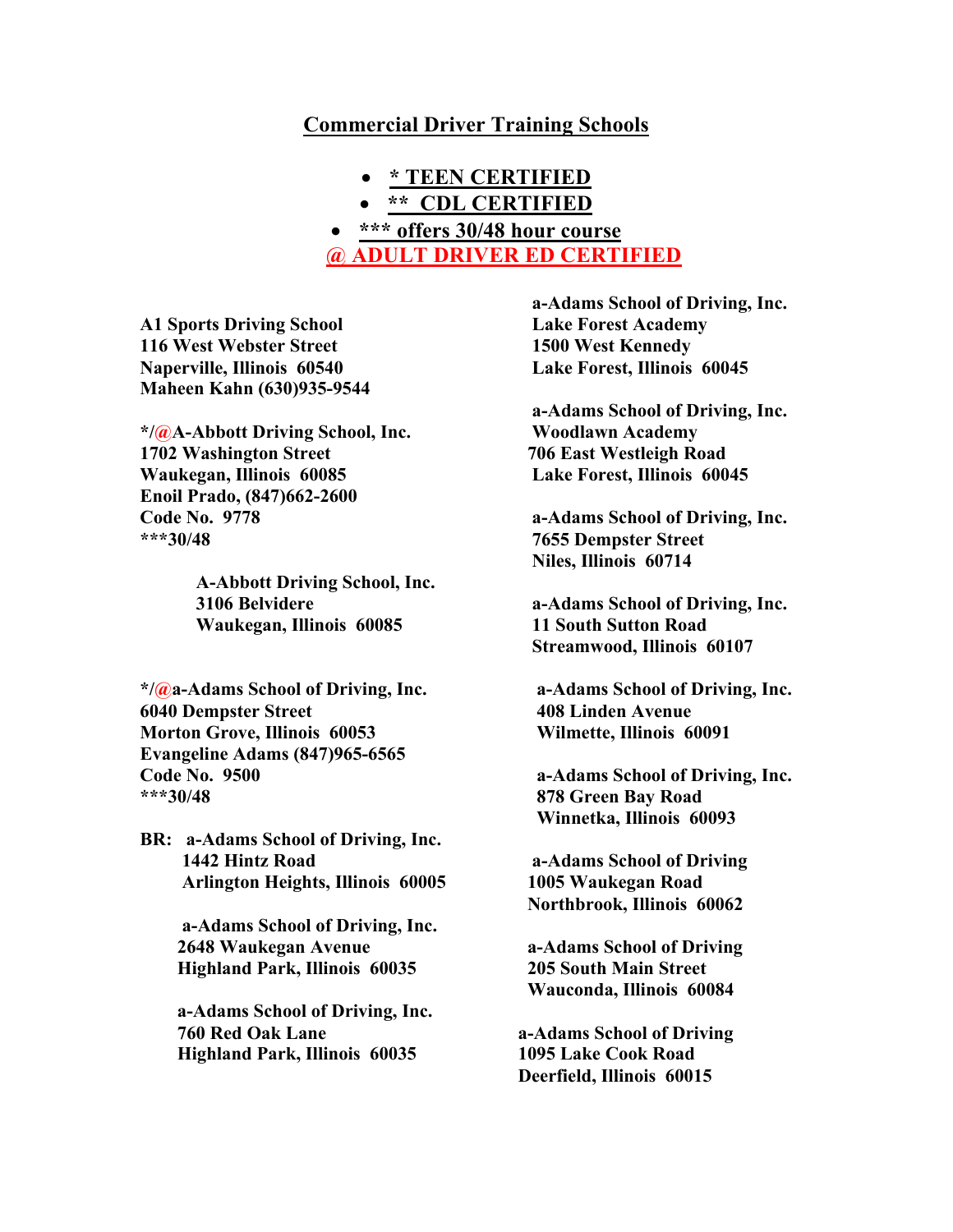## Commercial Driver Training Schools

- **\* TEEN CERTIFIED**
- **\*\* CDL CERTIFIED**
- **\*\*\* offers 30/48 hour course**

**@ ADULT DRIVER ED CERTIFIED**

**A1 Sports Driving School**
**116 West Webster Street**
**Naperville, Illinois 60540**
**Maheen Kahn (630)935-9544**

**\*/@A-Abbott Driving School, Inc.**
**1702 Washington Street**
**Waukegan, Illinois 60085**
**Enoil Prado, (847)662-2600**
**Code No. 9778**
**\*\*\*30/48**

**A-Abbott Driving School, Inc.**
**3106 Belvidere**
**Waukegan, Illinois 60085**

**\*/@a-Adams School of Driving, Inc.**
**6040 Dempster Street**
**Morton Grove, Illinois 60053**
**Evangeline Adams (847)965-6565**
**Code No. 9500**
**\*\*\*30/48**

**BR: a-Adams School of Driving, Inc.**
**1442 Hintz Road**
**Arlington Heights, Illinois 60005**

**a-Adams School of Driving, Inc.**
**2648 Waukegan Avenue**
**Highland Park, Illinois 60035**

**a-Adams School of Driving, Inc.**
**760 Red Oak Lane**
**Highland Park, Illinois 60035**

**a-Adams School of Driving, Inc.**
**Lake Forest Academy**
**1500 West Kennedy**
**Lake Forest, Illinois 60045**

**a-Adams School of Driving, Inc.**
**Woodlawn Academy**
**706 East Westleigh Road**
**Lake Forest, Illinois 60045**

**a-Adams School of Driving, Inc.**
**7655 Dempster Street**
**Niles, Illinois 60714**

**a-Adams School of Driving, Inc.**
**11 South Sutton Road**
**Streamwood, Illinois 60107**

**a-Adams School of Driving, Inc.**
**408 Linden Avenue**
**Wilmette, Illinois 60091**

**a-Adams School of Driving, Inc.**
**878 Green Bay Road**
**Winnetka, Illinois 60093**

**a-Adams School of Driving**
**1005 Waukegan Road**
**Northbrook, Illinois 60062**

**a-Adams School of Driving**
**205 South Main Street**
**Wauconda, Illinois 60084**

**a-Adams School of Driving**
**1095 Lake Cook Road**
**Deerfield, Illinois 60015**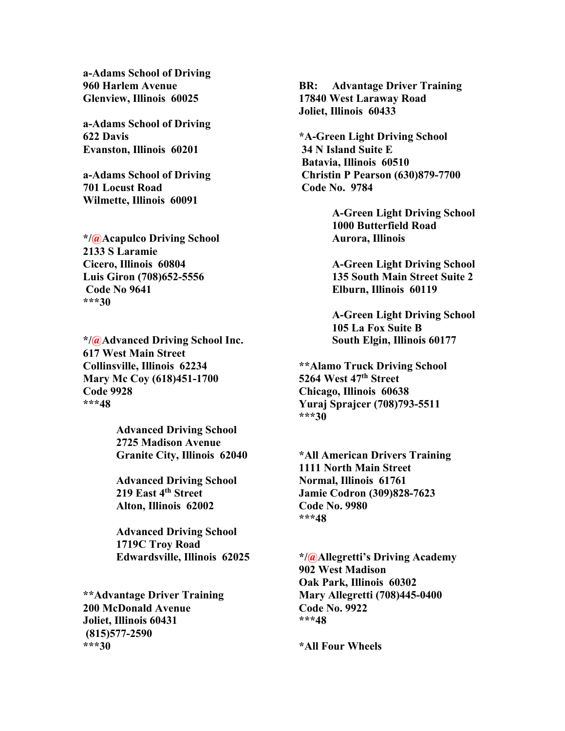**a-Adams School of Driving**
**960 Harlem Avenue**
**Glenview, Illinois  60025**

**a-Adams School of Driving**
**622 Davis**
**Evanston, Illinois  60201**

**a-Adams School of Driving**
**701 Locust Road**
**Wilmette, Illinois  60091**

**\*/@Acapulco Driving School**
**2133 S Laramie**
**Cicero, Illinois  60804**
**Luis Giron (708)652-5556**
**Code No 9641**
**\*\*\*30**

**\*/@Advanced Driving School Inc.**
**617 West Main Street**
**Collinsville, Illinois  62234**
**Mary Mc Coy (618)451-1700**
**Code 9928**
**\*\*\*48**

> **Advanced Driving School**
> **2725 Madison Avenue**
> **Granite City, Illinois  62040**
>
> **Advanced Driving School**
> **219 East 4th Street**
> **Alton, Illinois  62002**
>
> **Advanced Driving School**
> **1719C Troy Road**
> **Edwardsville, Illinois  62025**

**\*\*Advantage Driver Training**
**200 McDonald Avenue**
**Joliet, Illinois 60431**
**(815)577-2590**
**\*\*\*30**

**BR:   Advantage Driver Training**
**17840 West Laraway Road**
**Joliet, Illinois  60433**

**\*A-Green Light Driving School**
**34 N Island Suite E**
**Batavia, Illinois  60510**
**Christin P Pearson (630)879-7700**
**Code No.  9784**

> **A-Green Light Driving School**
> **1000 Butterfield Road**
> **Aurora, Illinois**
>
> **A-Green Light Driving School**
> **135 South Main Street Suite 2**
> **Elburn, Illinois  60119**
>
> **A-Green Light Driving School**
> **105 La Fox Suite B**
> **South Elgin, Illinois 60177**

**\*\*Alamo Truck Driving School**
**5264 West 47th Street**
**Chicago, Illinois  60638**
**Yuraj Sprajcer (708)793-5511**
**\*\*\*30**

**\*All American Drivers Training**
**1111 North Main Street**
**Normal, Illinois  61761**
**Jamie Codron (309)828-7623**
**Code No. 9980**
**\*\*\*48**

**\*/@Allegretti's Driving Academy**
**902 West Madison**
**Oak Park, Illinois  60302**
**Mary Allegretti (708)445-0400**
**Code No. 9922**
**\*\*\*48**

**\*All Four Wheels**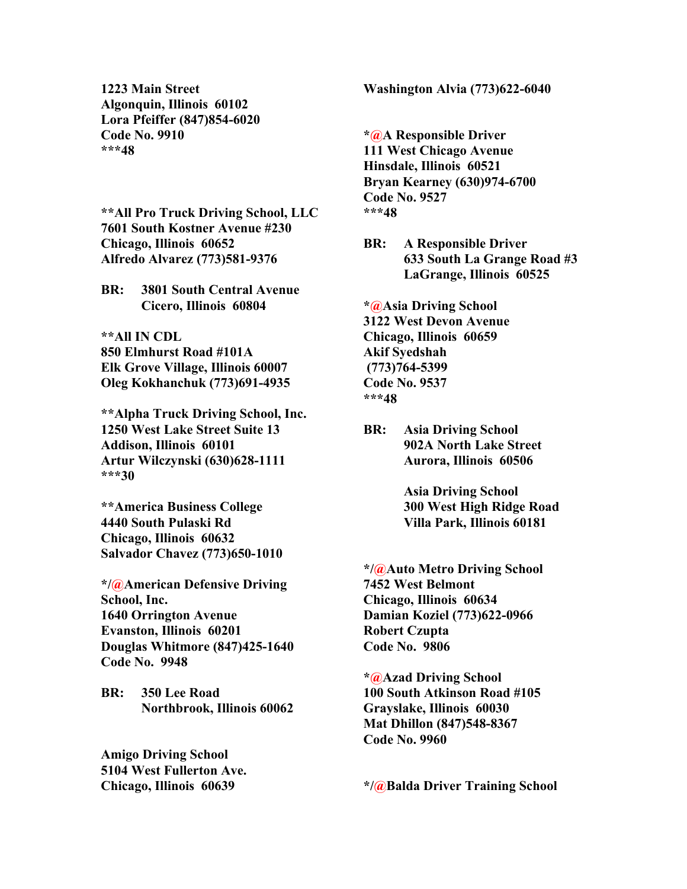**1223 Main Street**
**Algonquin, Illinois  60102**
**Lora Pfeiffer (847)854-6020**
**Code No. 9910**
*****48**

****All Pro Truck Driving School, LLC**
**7601 South Kostner Avenue #230**
**Chicago, Illinois  60652**
**Alfredo Alvarez (773)581-9376**

**BR:** **3801 South Central Avenue**
**Cicero, Illinois  60804**

****All IN CDL**
**850 Elmhurst Road #101A**
**Elk Grove Village, Illinois 60007**
**Oleg Kokhanchuk (773)691-4935**

****Alpha Truck Driving School, Inc.**
**1250 West Lake Street Suite 13**
**Addison, Illinois  60101**
**Artur Wilczynski (630)628-1111**
*****30**

****America Business College**
**4440 South Pulaski Rd**
**Chicago, Illinois  60632**
**Salvador Chavez (773)650-1010**

***/@American Defensive Driving School, Inc.**
**1640 Orrington Avenue**
**Evanston, Illinois  60201**
**Douglas Whitmore (847)425-1640**
**Code No.  9948**

**BR:** **350 Lee Road**
**Northbrook, Illinois 60062**

**Amigo Driving School**
**5104 West Fullerton Ave.**
**Chicago, Illinois  60639**
**Washington Alvia (773)622-6040**

***@A Responsible Driver**
**111 West Chicago Avenue**
**Hinsdale, Illinois  60521**
**Bryan Kearney (630)974-6700**
**Code No. 9527**
*****48**

**BR:** **A Responsible Driver**
**633 South La Grange Road #3**
**LaGrange, Illinois  60525**

***@Asia Driving School**
**3122 West Devon Avenue**
**Chicago, Illinois  60659**
**Akif Syedshah**
**(773)764-5399**
**Code No. 9537**
*****48**

**BR:** **Asia Driving School**
**902A North Lake Street**
**Aurora, Illinois  60506**

**Asia Driving School**
**300 West High Ridge Road**
**Villa Park, Illinois 60181**

***/@Auto Metro Driving School**
**7452 West Belmont**
**Chicago, Illinois  60634**
**Damian Koziel (773)622-0966**
**Robert Czupta**
**Code No.  9806**

***@Azad Driving School**
**100 South Atkinson Road #105**
**Grayslake, Illinois  60030**
**Mat Dhillon (847)548-8367**
**Code No. 9960**

***/@Balda Driver Training School**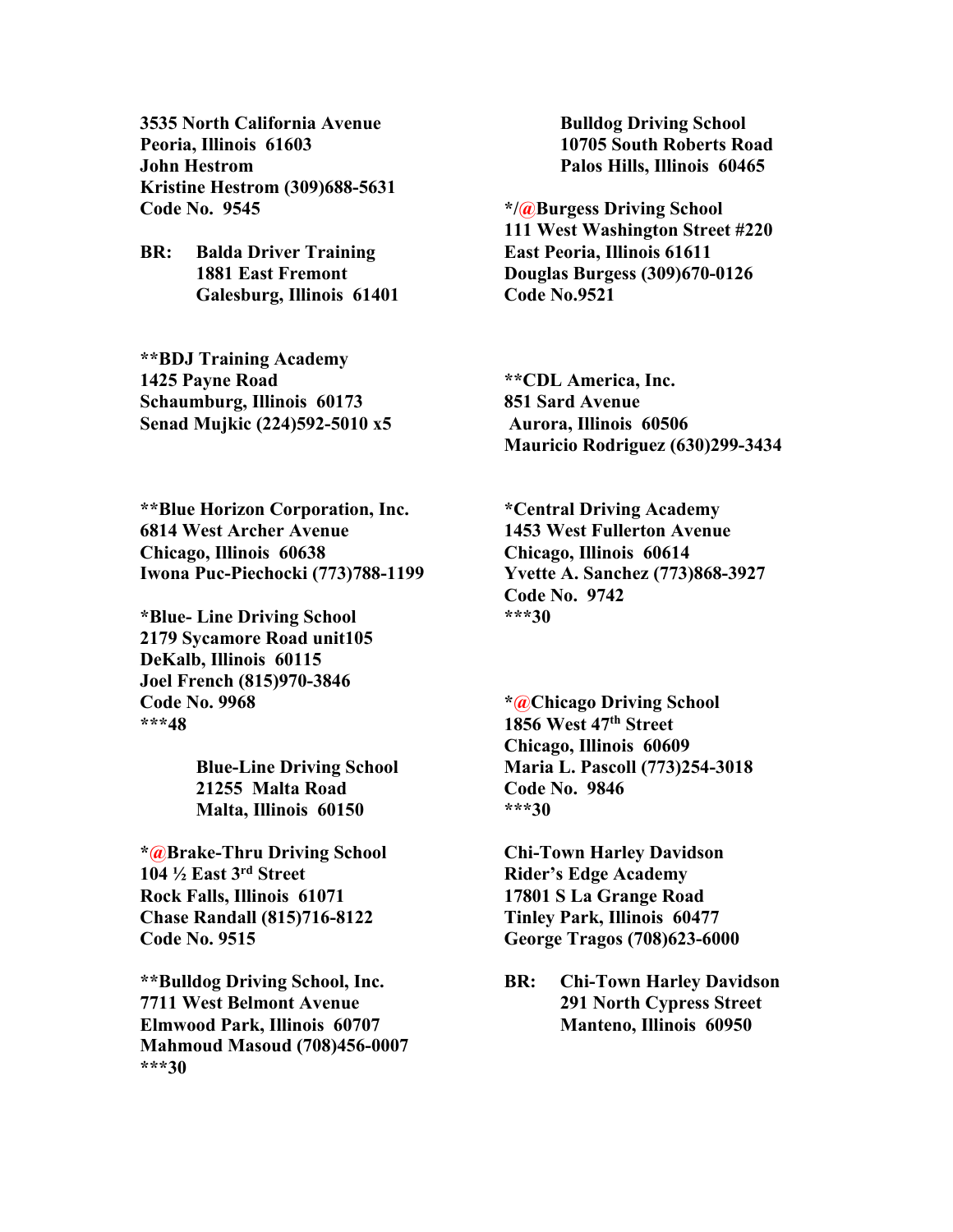**3535 North California Avenue**
**Peoria, Illinois 61603**
**John Hestrom**
**Kristine Hestrom (309)688-5631**
**Code No. 9545**

**BR: Balda Driver Training**
**1881 East Fremont**
**Galesburg, Illinois 61401**

**\*\*BDJ Training Academy**
**1425 Payne Road**
**Schaumburg, Illinois 60173**
**Senad Mujkic (224)592-5010 x5**

**\*\*Blue Horizon Corporation, Inc.**
**6814 West Archer Avenue**
**Chicago, Illinois 60638**
**Iwona Puc-Piechocki (773)788-1199**

**\*Blue- Line Driving School**
**2179 Sycamore Road unit105**
**DeKalb, Illinois 60115**
**Joel French (815)970-3846**
**Code No. 9968**
**\*\*\*48**

**Blue-Line Driving School**
**21255 Malta Road**
**Malta, Illinois 60150**

**\*@Brake-Thru Driving School**
**104 ½ East 3rd Street**
**Rock Falls, Illinois 61071**
**Chase Randall (815)716-8122**
**Code No. 9515**

**\*\*Bulldog Driving School, Inc.**
**7711 West Belmont Avenue**
**Elmwood Park, Illinois 60707**
**Mahmoud Masoud (708)456-0007**
**\*\*\*30**

**Bulldog Driving School**
**10705 South Roberts Road**
**Palos Hills, Illinois 60465**

**\*/@Burgess Driving School**
**111 West Washington Street #220**
**East Peoria, Illinois 61611**
**Douglas Burgess (309)670-0126**
**Code No.9521**

**\*\*CDL America, Inc.**
**851 Sard Avenue**
**Aurora, Illinois 60506**
**Mauricio Rodriguez (630)299-3434**

**\*Central Driving Academy**
**1453 West Fullerton Avenue**
**Chicago, Illinois 60614**
**Yvette A. Sanchez (773)868-3927**
**Code No. 9742**
**\*\*\*30**

**\*@Chicago Driving School**
**1856 West 47th Street**
**Chicago, Illinois 60609**
**Maria L. Pascoll (773)254-3018**
**Code No. 9846**
**\*\*\*30**

**Chi-Town Harley Davidson**
**Rider's Edge Academy**
**17801 S La Grange Road**
**Tinley Park, Illinois 60477**
**George Tragos (708)623-6000**

**BR: Chi-Town Harley Davidson**
**291 North Cypress Street**
**Manteno, Illinois 60950**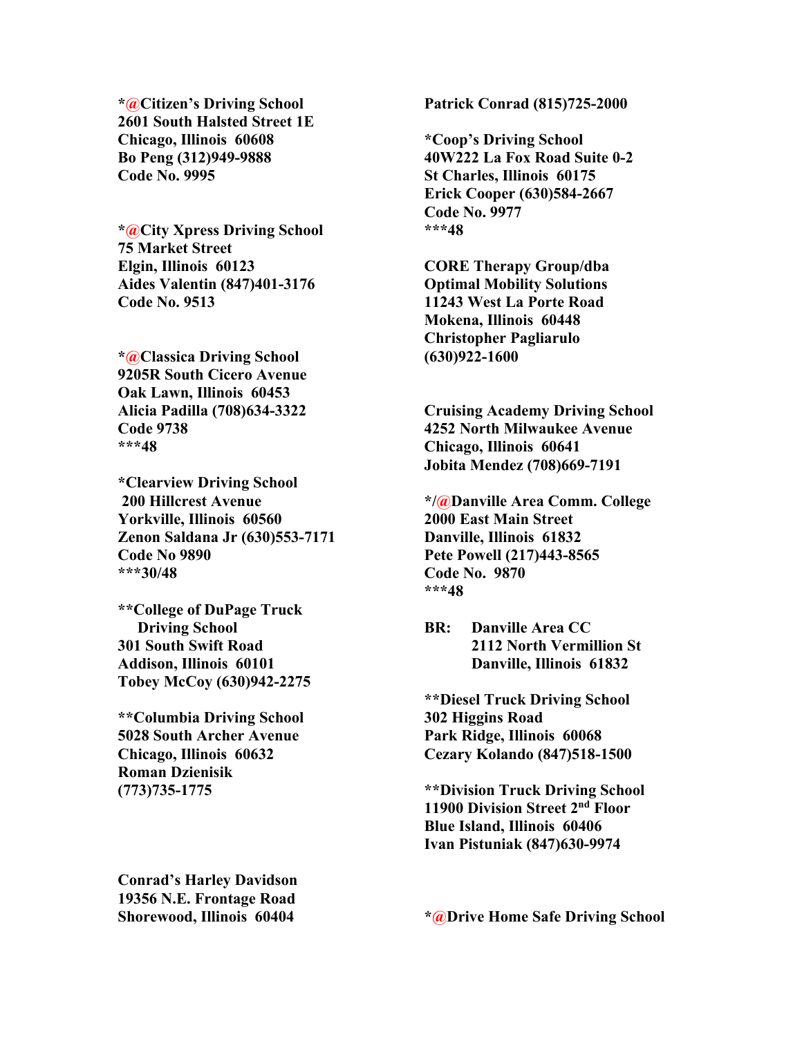**\*@Citizen's Driving School**
**2601 South Halsted Street 1E**
**Chicago, Illinois 60608**
**Bo Peng (312)949-9888**
**Code No. 9995**

**\*@City Xpress Driving School**
**75 Market Street**
**Elgin, Illinois 60123**
**Aides Valentin (847)401-3176**
**Code No. 9513**

**\*@Classica Driving School**
**9205R South Cicero Avenue**
**Oak Lawn, Illinois 60453**
**Alicia Padilla (708)634-3322**
**Code 9738**
**\*\*\*48**

**\*Clearview Driving School**
**200 Hillcrest Avenue**
**Yorkville, Illinois 60560**
**Zenon Saldana Jr (630)553-7171**
**Code No 9890**
**\*\*\*30/48**

**\*\*College of DuPage Truck Driving School**
**301 South Swift Road**
**Addison, Illinois 60101**
**Tobey McCoy (630)942-2275**

**\*\*Columbia Driving School**
**5028 South Archer Avenue**
**Chicago, Illinois 60632**
**Roman Dzienisik**
**(773)735-1775**

**Conrad's Harley Davidson**
**19356 N.E. Frontage Road**
**Shorewood, Illinois 60404**
**Patrick Conrad (815)725-2000**

**\*Coop's Driving School**
**40W222 La Fox Road Suite 0-2**
**St Charles, Illinois 60175**
**Erick Cooper (630)584-2667**
**Code No. 9977**
**\*\*\*48**

**CORE Therapy Group/dba**
**Optimal Mobility Solutions**
**11243 West La Porte Road**
**Mokena, Illinois 60448**
**Christopher Pagliarulo**
**(630)922-1600**

**Cruising Academy Driving School**
**4252 North Milwaukee Avenue**
**Chicago, Illinois 60641**
**Jobita Mendez (708)669-7191**

**\*/@Danville Area Comm. College**
**2000 East Main Street**
**Danville, Illinois 61832**
**Pete Powell (217)443-8565**
**Code No. 9870**
**\*\*\*48**

**BR: Danville Area CC**
**2112 North Vermillion St**
**Danville, Illinois 61832**

**\*\*Diesel Truck Driving School**
**302 Higgins Road**
**Park Ridge, Illinois 60068**
**Cezary Kolando (847)518-1500**

**\*\*Division Truck Driving School**
**11900 Division Street 2nd Floor**
**Blue Island, Illinois 60406**
**Ivan Pistuniak (847)630-9974**

**\*@Drive Home Safe Driving School**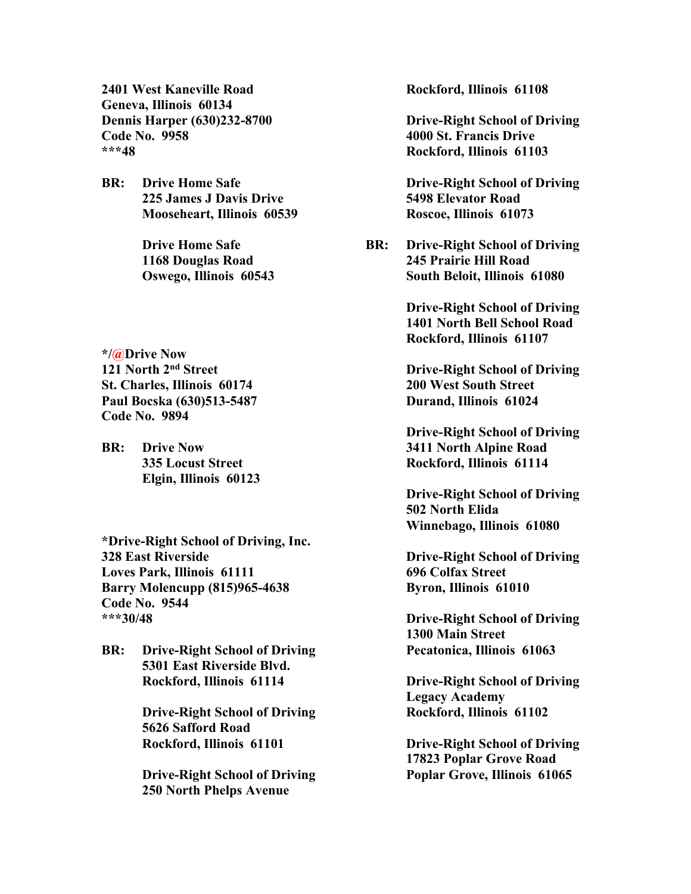**2401 West Kaneville Road**
**Geneva, Illinois  60134**
**Dennis Harper (630)232-8700**
**Code No.  9958**
**\*\*\*48**

**BR:  Drive Home Safe**
**225 James J Davis Drive**
**Mooseheart, Illinois  60539**

**Drive Home Safe**
**1168 Douglas Road**
**Oswego, Illinois  60543**

**\*/@Drive Now**
**121 North 2nd Street**
**St. Charles, Illinois  60174**
**Paul Bocska (630)513-5487**
**Code No.  9894**

**BR:  Drive Now**
**335 Locust Street**
**Elgin, Illinois  60123**

**\*Drive-Right School of Driving, Inc.**
**328 East Riverside**
**Loves Park, Illinois  61111**
**Barry Molencupp (815)965-4638**
**Code No.  9544**
**\*\*\*30/48**

**BR:  Drive-Right School of Driving**
**5301 East Riverside Blvd.**
**Rockford, Illinois  61114**

**Drive-Right School of Driving**
**5626 Safford Road**
**Rockford, Illinois  61101**

**Drive-Right School of Driving**
**250 North Phelps Avenue**
**Rockford, Illinois  61108**

**Drive-Right School of Driving**
**4000 St. Francis Drive**
**Rockford, Illinois  61103**

**Drive-Right School of Driving**
**5498 Elevator Road**
**Roscoe, Illinois  61073**

**BR:  Drive-Right School of Driving**
**245 Prairie Hill Road**
**South Beloit, Illinois  61080**

**Drive-Right School of Driving**
**1401 North Bell School Road**
**Rockford, Illinois  61107**

**Drive-Right School of Driving**
**200 West South Street**
**Durand, Illinois  61024**

**Drive-Right School of Driving**
**3411 North Alpine Road**
**Rockford, Illinois  61114**

**Drive-Right School of Driving**
**502 North Elida**
**Winnebago, Illinois  61080**

**Drive-Right School of Driving**
**696 Colfax Street**
**Byron, Illinois  61010**

**Drive-Right School of Driving**
**1300 Main Street**
**Pecatonica, Illinois  61063**

**Drive-Right School of Driving**
**Legacy Academy**
**Rockford, Illinois  61102**

**Drive-Right School of Driving**
**17823 Poplar Grove Road**
**Poplar Grove, Illinois  61065**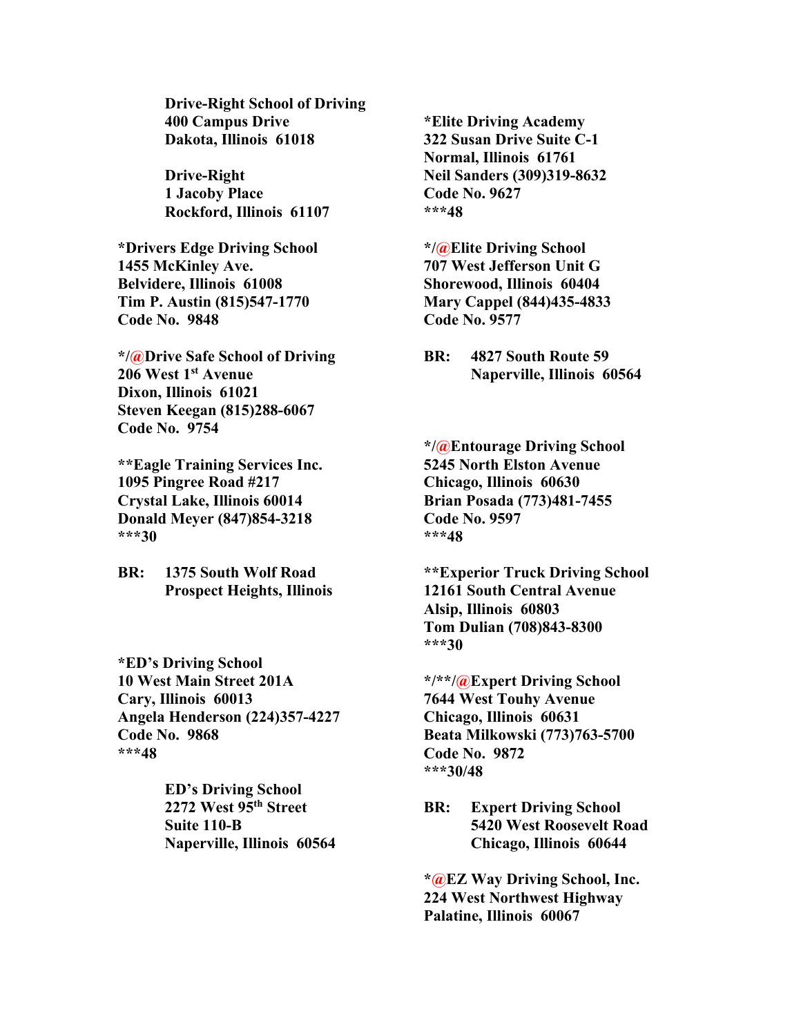**Drive-Right School of Driving**
**400 Campus Drive**
**Dakota, Illinois  61018**

**Drive-Right**
**1 Jacoby Place**
**Rockford, Illinois  61107**

***Drivers Edge Driving School**
**1455 McKinley Ave.**
**Belvidere, Illinois  61008**
**Tim P. Austin (815)547-1770**
**Code No.  9848**

**\*/@Drive Safe School of Driving**
**206 West 1st Avenue**
**Dixon, Illinois  61021**
**Steven Keegan (815)288-6067**
**Code No.  9754**

****Eagle Training Services Inc.**
**1095 Pingree Road #217**
**Crystal Lake, Illinois 60014**
**Donald Meyer (847)854-3218**
*****30**

**BR:  1375 South Wolf Road**
**Prospect Heights, Illinois**

***ED's Driving School**
**10 West Main Street 201A**
**Cary, Illinois  60013**
**Angela Henderson (224)357-4227**
**Code No.  9868**
*****48**

**ED's Driving School**
**2272 West 95th Street**
**Suite 110-B**
**Naperville, Illinois  60564**

***Elite Driving Academy**
**322 Susan Drive Suite C-1**
**Normal, Illinois  61761**
**Neil Sanders (309)319-8632**
**Code No. 9627**
*****48**

**\*/@Elite Driving School**
**707 West Jefferson Unit G**
**Shorewood, Illinois  60404**
**Mary Cappel (844)435-4833**
**Code No. 9577**

**BR:  4827 South Route 59**
**Naperville, Illinois  60564**

**\*/@Entourage Driving School**
**5245 North Elston Avenue**
**Chicago, Illinois  60630**
**Brian Posada (773)481-7455**
**Code No. 9597**
*****48**

****Experior Truck Driving School**
**12161 South Central Avenue**
**Alsip, Illinois  60803**
**Tom Dulian (708)843-8300**
*****30**

**\*/\*\*/@Expert Driving School**
**7644 West Touhy Avenue**
**Chicago, Illinois  60631**
**Beata Milkowski (773)763-5700**
**Code No.  9872**
*****30/48**

**BR:  Expert Driving School**
**5420 West Roosevelt Road**
**Chicago, Illinois  60644**

**\*@EZ Way Driving School, Inc.**
**224 West Northwest Highway**
**Palatine, Illinois  60067**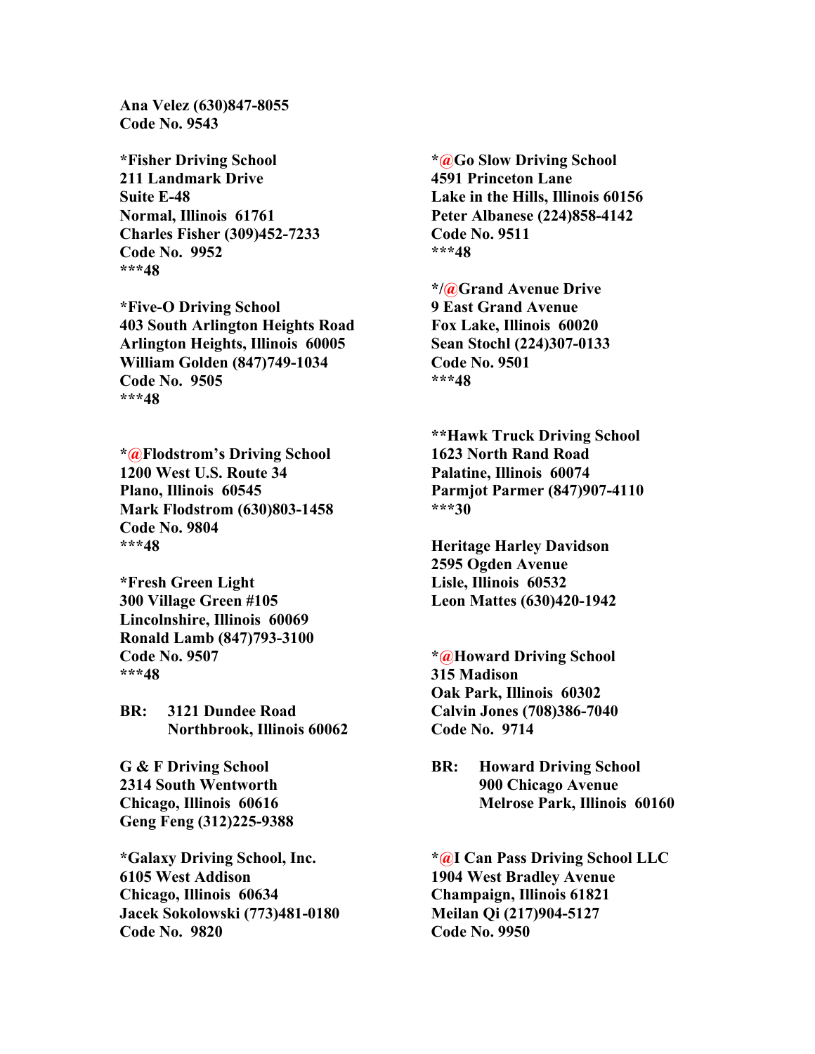**Ana Velez (630)847-8055**
**Code No. 9543**

**\*Fisher Driving School**
**211 Landmark Drive**
**Suite E-48**
**Normal, Illinois  61761**
**Charles Fisher (309)452-7233**
**Code No.  9952**
**\*\*\*48**

**\*Five-O Driving School**
**403 South Arlington Heights Road**
**Arlington Heights, Illinois  60005**
**William Golden (847)749-1034**
**Code No.  9505**
**\*\*\*48**

**\*@Flodstrom's Driving School**
**1200 West U.S. Route 34**
**Plano, Illinois  60545**
**Mark Flodstrom (630)803-1458**
**Code No. 9804**
**\*\*\*48**

**\*Fresh Green Light**
**300 Village Green #105**
**Lincolnshire, Illinois  60069**
**Ronald Lamb (847)793-3100**
**Code No. 9507**
**\*\*\*48**

**BR:  3121 Dundee Road**
**Northbrook, Illinois 60062**

**G & F Driving School**
**2314 South Wentworth**
**Chicago, Illinois  60616**
**Geng Feng (312)225-9388**

**\*Galaxy Driving School, Inc.**
**6105 West Addison**
**Chicago, Illinois  60634**
**Jacek Sokolowski (773)481-0180**
**Code No.  9820**

**\*@Go Slow Driving School**
**4591 Princeton Lane**
**Lake in the Hills, Illinois 60156**
**Peter Albanese (224)858-4142**
**Code No. 9511**
**\*\*\*48**

**\*/@Grand Avenue Drive**
**9 East Grand Avenue**
**Fox Lake, Illinois  60020**
**Sean Stochl (224)307-0133**
**Code No. 9501**
**\*\*\*48**

**\*\*Hawk Truck Driving School**
**1623 North Rand Road**
**Palatine, Illinois  60074**
**Parmjot Parmer (847)907-4110**
**\*\*\*30**

**Heritage Harley Davidson**
**2595 Ogden Avenue**
**Lisle, Illinois  60532**
**Leon Mattes (630)420-1942**

**\*@Howard Driving School**
**315 Madison**
**Oak Park, Illinois  60302**
**Calvin Jones (708)386-7040**
**Code No.  9714**

**BR:  Howard Driving School**
**900 Chicago Avenue**
**Melrose Park, Illinois  60160**

**\*@I Can Pass Driving School LLC**
**1904 West Bradley Avenue**
**Champaign, Illinois 61821**
**Meilan Qi (217)904-5127**
**Code No. 9950**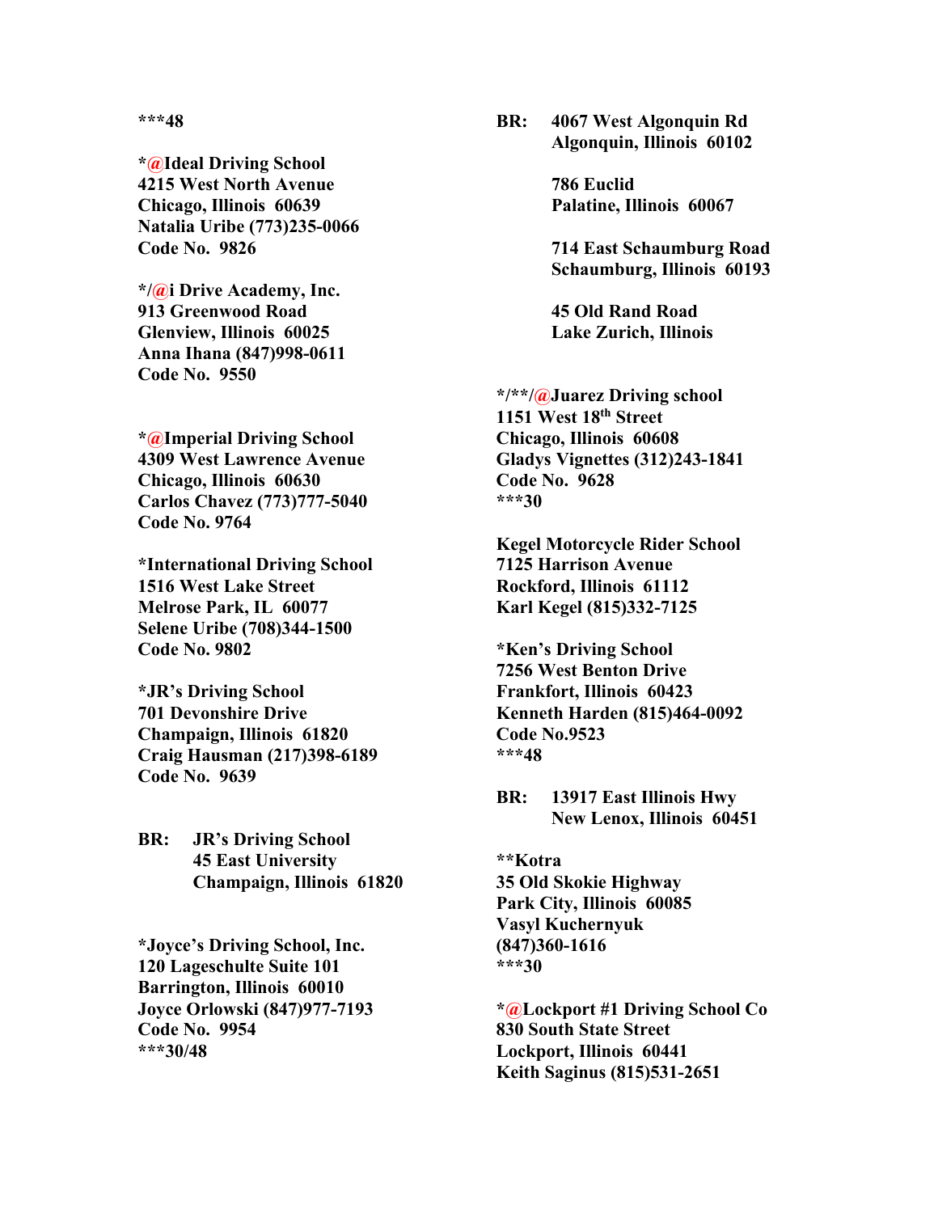***48

*@Ideal Driving School
4215 West North Avenue
Chicago, Illinois 60639
Natalia Uribe (773)235-0066
Code No. 9826

*/@i Drive Academy, Inc.
913 Greenwood Road
Glenview, Illinois 60025
Anna Ihana (847)998-0611
Code No. 9550

*@Imperial Driving School
4309 West Lawrence Avenue
Chicago, Illinois 60630
Carlos Chavez (773)777-5040
Code No. 9764

*International Driving School
1516 West Lake Street
Melrose Park, IL 60077
Selene Uribe (708)344-1500
Code No. 9802

*JR's Driving School
701 Devonshire Drive
Champaign, Illinois 61820
Craig Hausman (217)398-6189
Code No. 9639

BR: JR's Driving School
45 East University
Champaign, Illinois 61820

*Joyce's Driving School, Inc.
120 Lageschulte Suite 101
Barrington, Illinois 60010
Joyce Orlowski (847)977-7193
Code No. 9954
***30/48

BR: 4067 West Algonquin Rd
Algonquin, Illinois 60102

786 Euclid
Palatine, Illinois 60067

714 East Schaumburg Road
Schaumburg, Illinois 60193

45 Old Rand Road
Lake Zurich, Illinois

*/**/@Juarez Driving school
1151 West 18th Street
Chicago, Illinois 60608
Gladys Vignettes (312)243-1841
Code No. 9628
***30

Kegel Motorcycle Rider School
7125 Harrison Avenue
Rockford, Illinois 61112
Karl Kegel (815)332-7125

*Ken's Driving School
7256 West Benton Drive
Frankfort, Illinois 60423
Kenneth Harden (815)464-0092
Code No.9523
***48

BR: 13917 East Illinois Hwy
New Lenox, Illinois 60451

**Kotra
35 Old Skokie Highway
Park City, Illinois 60085
Vasyl Kuchernyuk
(847)360-1616
***30

*@Lockport #1 Driving School Co
830 South State Street
Lockport, Illinois 60441
Keith Saginus (815)531-2651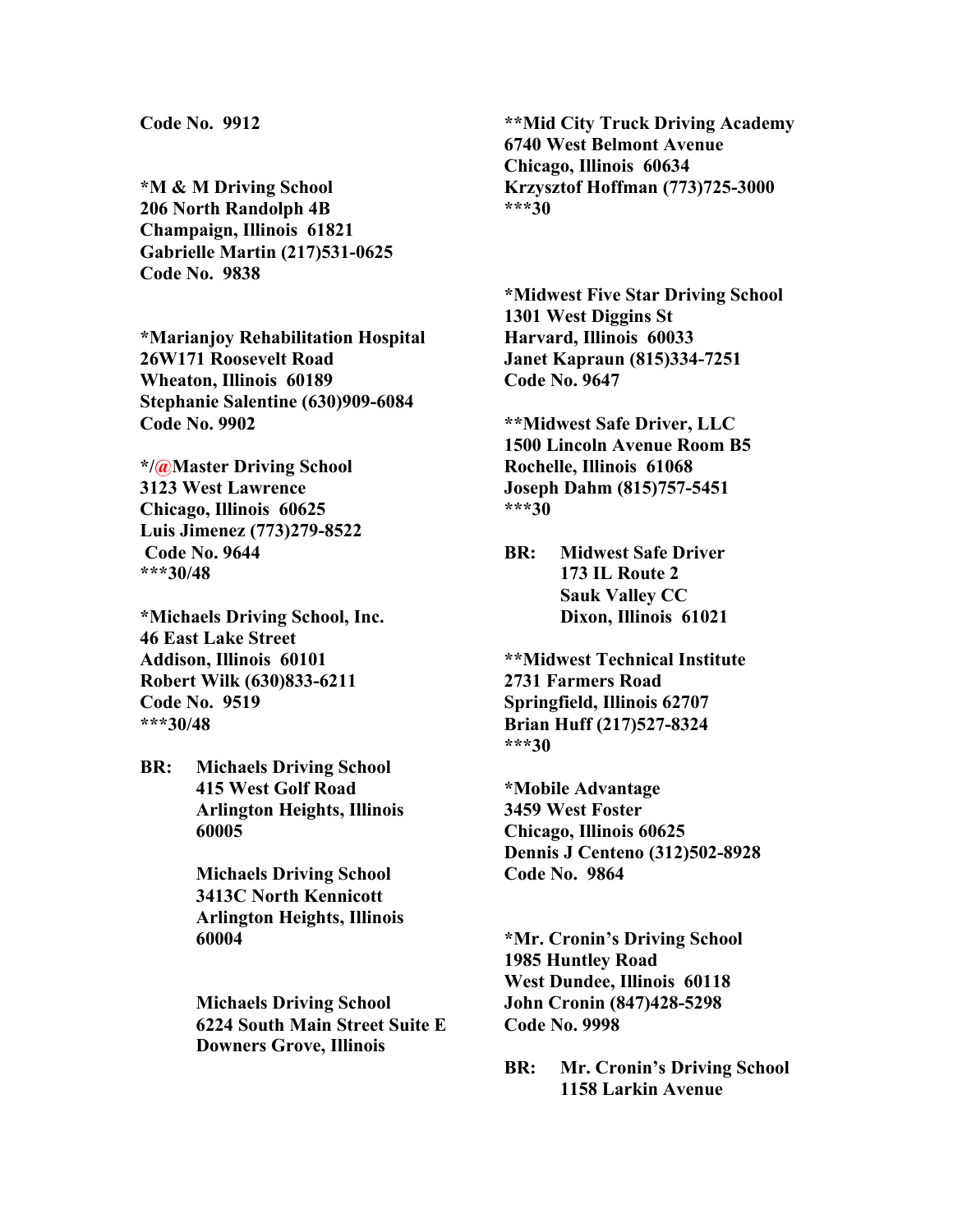**Code No. 9912**

**\*M & M Driving School**
**206 North Randolph 4B**
**Champaign, Illinois 61821**
**Gabrielle Martin (217)531-0625**
**Code No. 9838**

**\*Marianjoy Rehabilitation Hospital**
**26W171 Roosevelt Road**
**Wheaton, Illinois 60189**
**Stephanie Salentine (630)909-6084**
**Code No. 9902**

**\*/@Master Driving School**
**3123 West Lawrence**
**Chicago, Illinois 60625**
**Luis Jimenez (773)279-8522**
**Code No. 9644**
**\*\*\*30/48**

**\*Michaels Driving School, Inc.**
**46 East Lake Street**
**Addison, Illinois 60101**
**Robert Wilk (630)833-6211**
**Code No. 9519**
**\*\*\*30/48**

**BR: Michaels Driving School**
**415 West Golf Road**
**Arlington Heights, Illinois 60005**

**Michaels Driving School**
**3413C North Kennicott**
**Arlington Heights, Illinois 60004**

**Michaels Driving School**
**6224 South Main Street Suite E**
**Downers Grove, Illinois**

**\*\*Mid City Truck Driving Academy**
**6740 West Belmont Avenue**
**Chicago, Illinois 60634**
**Krzysztof Hoffman (773)725-3000**
**\*\*\*30**

**\*Midwest Five Star Driving School**
**1301 West Diggins St**
**Harvard, Illinois 60033**
**Janet Kapraun (815)334-7251**
**Code No. 9647**

**\*\*Midwest Safe Driver, LLC**
**1500 Lincoln Avenue Room B5**
**Rochelle, Illinois 61068**
**Joseph Dahm (815)757-5451**
**\*\*\*30**

**BR: Midwest Safe Driver**
**173 IL Route 2**
**Sauk Valley CC**
**Dixon, Illinois 61021**

**\*\*Midwest Technical Institute**
**2731 Farmers Road**
**Springfield, Illinois 62707**
**Brian Huff (217)527-8324**
**\*\*\*30**

**\*Mobile Advantage**
**3459 West Foster**
**Chicago, Illinois 60625**
**Dennis J Centeno (312)502-8928**
**Code No. 9864**

**\*Mr. Cronin's Driving School**
**1985 Huntley Road**
**West Dundee, Illinois 60118**
**John Cronin (847)428-5298**
**Code No. 9998**

**BR: Mr. Cronin's Driving School**
**1158 Larkin Avenue**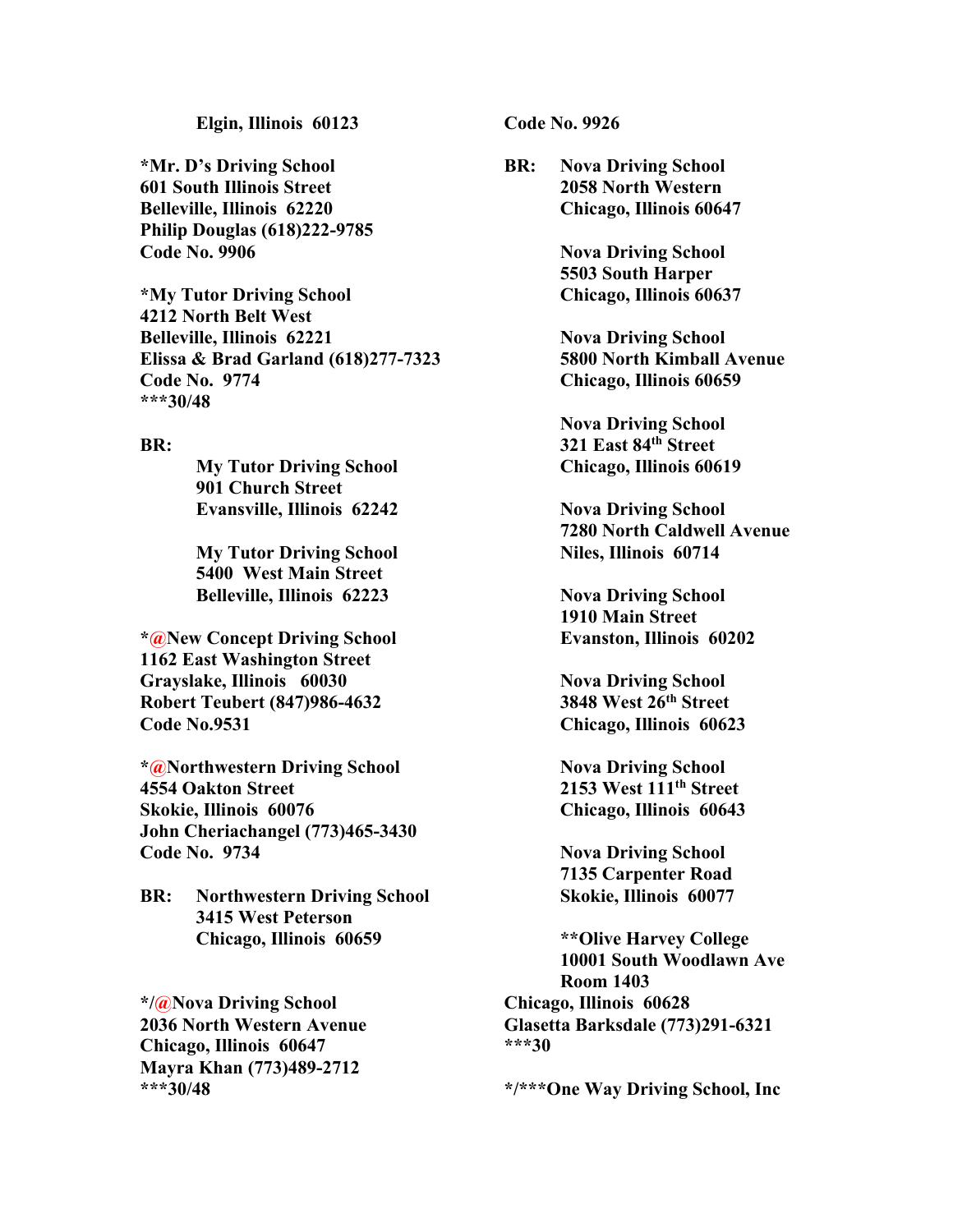**Elgin, Illinois  60123**

**\*Mr. D's Driving School**
**601 South Illinois Street**
**Belleville, Illinois  62220**
**Philip Douglas (618)222-9785**
**Code No. 9906**

**\*My Tutor Driving School**
**4212 North Belt West**
**Belleville, Illinois  62221**
**Elissa & Brad Garland (618)277-7323**
**Code No.  9774**
**\*\*\*30/48**

**BR:**

**My Tutor Driving School**
**901 Church Street**
**Evansville, Illinois  62242**

**My Tutor Driving School**
**5400  West Main Street**
**Belleville, Illinois  62223**

**\*@New Concept Driving School**
**1162 East Washington Street**
**Grayslake, Illinois   60030**
**Robert Teubert (847)986-4632**
**Code No.9531**

**\*@Northwestern Driving School**
**4554 Oakton Street**
**Skokie, Illinois  60076**
**John Cheriachangel (773)465-3430**
**Code No.  9734**

**BR:** **Northwestern Driving School**
**3415 West Peterson**
**Chicago, Illinois  60659**

**\*/@Nova Driving School**
**2036 North Western Avenue**
**Chicago, Illinois  60647**
**Mayra Khan (773)489-2712**
**\*\*\*30/48**
**Code No. 9926**

**BR:** **Nova Driving School**
**2058 North Western**
**Chicago, Illinois 60647**

**Nova Driving School**
**5503 South Harper**
**Chicago, Illinois 60637**

**Nova Driving School**
**5800 North Kimball Avenue**
**Chicago, Illinois 60659**

**Nova Driving School**
**321 East 84th Street**
**Chicago, Illinois 60619**

**Nova Driving School**
**7280 North Caldwell Avenue**
**Niles, Illinois  60714**

**Nova Driving School**
**1910 Main Street**
**Evanston, Illinois  60202**

**Nova Driving School**
**3848 West 26th Street**
**Chicago, Illinois  60623**

**Nova Driving School**
**2153 West 111th Street**
**Chicago, Illinois  60643**

**Nova Driving School**
**7135 Carpenter Road**
**Skokie, Illinois  60077**

**\*\*Olive Harvey College**
**10001 South Woodlawn Ave**
**Room 1403**
**Chicago, Illinois  60628**
**Glasetta Barksdale (773)291-6321**
**\*\*\*30**

**\*/\*\*\*One Way Driving School, Inc**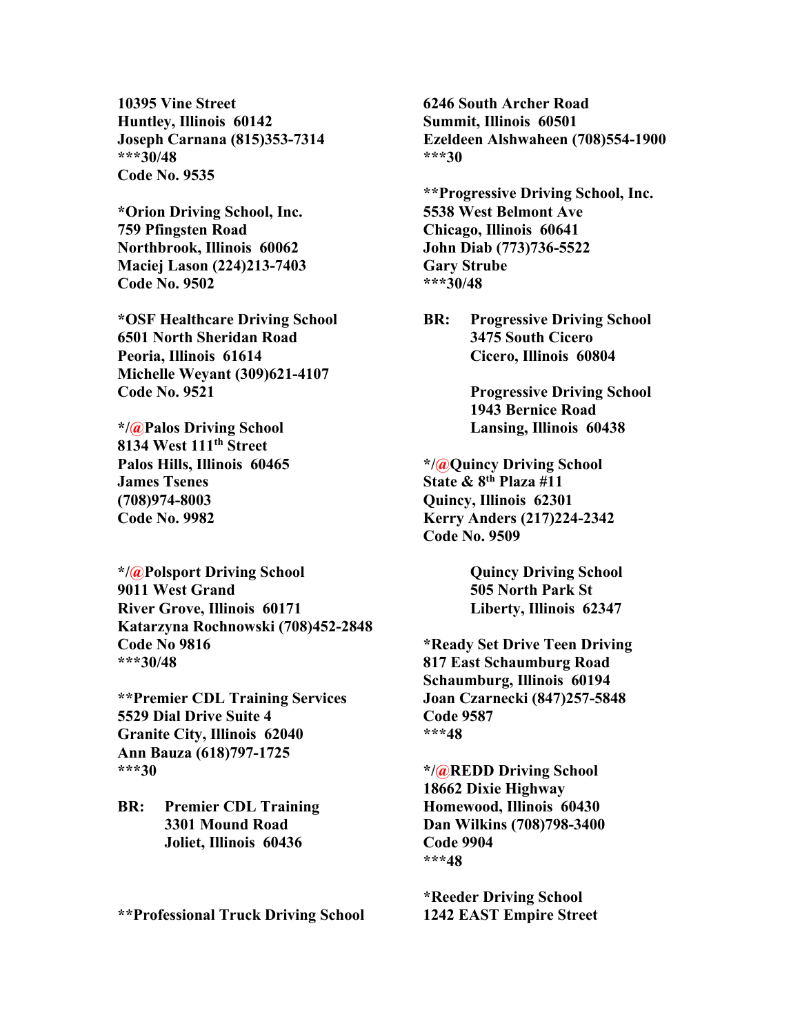**10395 Vine Street**
**Huntley, Illinois  60142**
**Joseph Carnana (815)353-7314**
**\*\*\*30/48**
**Code No. 9535**

**\*Orion Driving School, Inc.**
**759 Pfingsten Road**
**Northbrook, Illinois  60062**
**Maciej Lason (224)213-7403**
**Code No. 9502**

**\*OSF Healthcare Driving School**
**6501 North Sheridan Road**
**Peoria, Illinois  61614**
**Michelle Weyant (309)621-4107**
**Code No. 9521**

**\*/@Palos Driving School**
**8134 West 111th Street**
**Palos Hills, Illinois  60465**
**James Tsenes**
**(708)974-8003**
**Code No. 9982**

**\*/@Polsport Driving School**
**9011 West Grand**
**River Grove, Illinois  60171**
**Katarzyna Rochnowski (708)452-2848**
**Code No 9816**
**\*\*\*30/48**

**\*\*Premier CDL Training Services**
**5529 Dial Drive Suite 4**
**Granite City, Illinois  62040**
**Ann Bauza (618)797-1725**
**\*\*\*30**

**BR:** **Premier CDL Training**
**3301 Mound Road**
**Joliet, Illinois  60436**

**\*\*Professional Truck Driving School**
**6246 South Archer Road**
**Summit, Illinois  60501**
**Ezeldeen Alshwaheen (708)554-1900**
**\*\*\*30**

**\*\*Progressive Driving School, Inc.**
**5538 West Belmont Ave**
**Chicago, Illinois  60641**
**John Diab (773)736-5522**
**Gary Strube**
**\*\*\*30/48**

**BR:** **Progressive Driving School**
**3475 South Cicero**
**Cicero, Illinois  60804**

**Progressive Driving School**
**1943 Bernice Road**
**Lansing, Illinois  60438**

**\*/@Quincy Driving School**
**State & 8th Plaza #11**
**Quincy, Illinois  62301**
**Kerry Anders (217)224-2342**
**Code No. 9509**

**Quincy Driving School**
**505 North Park St**
**Liberty, Illinois  62347**

**\*Ready Set Drive Teen Driving**
**817 East Schaumburg Road**
**Schaumburg, Illinois  60194**
**Joan Czarnecki (847)257-5848**
**Code 9587**
**\*\*\*48**

**\*/@REDD Driving School**
**18662 Dixie Highway**
**Homewood, Illinois  60430**
**Dan Wilkins (708)798-3400**
**Code 9904**
**\*\*\*48**

**\*Reeder Driving School**
**1242 EAST Empire Street**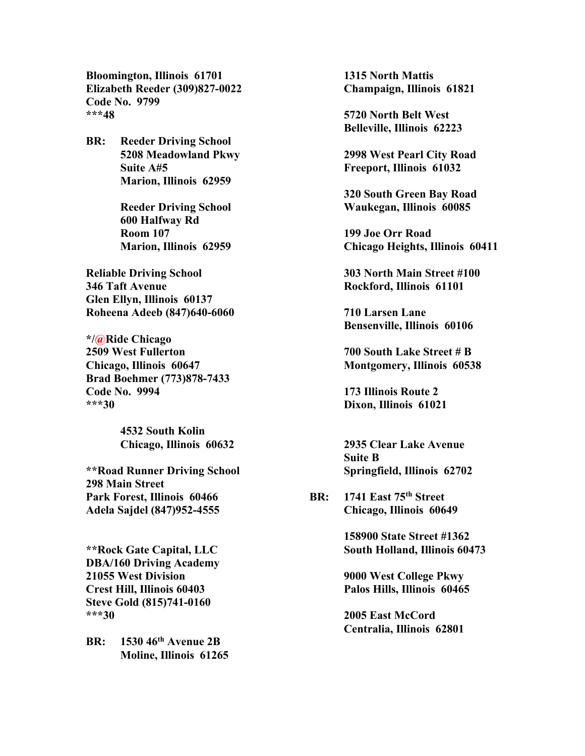**Bloomington, Illinois 61701**
**Elizabeth Reeder (309)827-0022**
**Code No. 9799**
**\*\*\*48**

**BR: Reeder Driving School**
**5208 Meadowland Pkwy**
**Suite A#5**
**Marion, Illinois 62959**

**Reeder Driving School**
**600 Halfway Rd**
**Room 107**
**Marion, Illinois 62959**

**Reliable Driving School**
**346 Taft Avenue**
**Glen Ellyn, Illinois 60137**
**Roheena Adeeb (847)640-6060**

**\*/@Ride Chicago**
**2509 West Fullerton**
**Chicago, Illinois 60647**
**Brad Boehmer (773)878-7433**
**Code No. 9994**
**\*\*\*30**

**4532 South Kolin**
**Chicago, Illinois 60632**

**\*\*Road Runner Driving School**
**298 Main Street**
**Park Forest, Illinois 60466**
**Adela Sajdel (847)952-4555**

**\*\*Rock Gate Capital, LLC**
**DBA/160 Driving Academy**
**21055 West Division**
**Crest Hill, Illinois 60403**
**Steve Gold (815)741-0160**
**\*\*\*30**

**BR: 1530 46th Avenue 2B**
**Moline, Illinois 61265**

**1315 North Mattis**
**Champaign, Illinois 61821**

**5720 North Belt West**
**Belleville, Illinois 62223**

**2998 West Pearl City Road**
**Freeport, Illinois 61032**

**320 South Green Bay Road**
**Waukegan, Illinois 60085**

**199 Joe Orr Road**
**Chicago Heights, Illinois 60411**

**303 North Main Street #100**
**Rockford, Illinois 61101**

**710 Larsen Lane**
**Bensenville, Illinois 60106**

**700 South Lake Street # B**
**Montgomery, Illinois 60538**

**173 Illinois Route 2**
**Dixon, Illinois 61021**

**2935 Clear Lake Avenue**
**Suite B**
**Springfield, Illinois 62702**

**BR: 1741 East 75th Street**
**Chicago, Illinois 60649**

**158900 State Street #1362**
**South Holland, Illinois 60473**

**9000 West College Pkwy**
**Palos Hills, Illinois 60465**

**2005 East McCord**
**Centralia, Illinois 62801**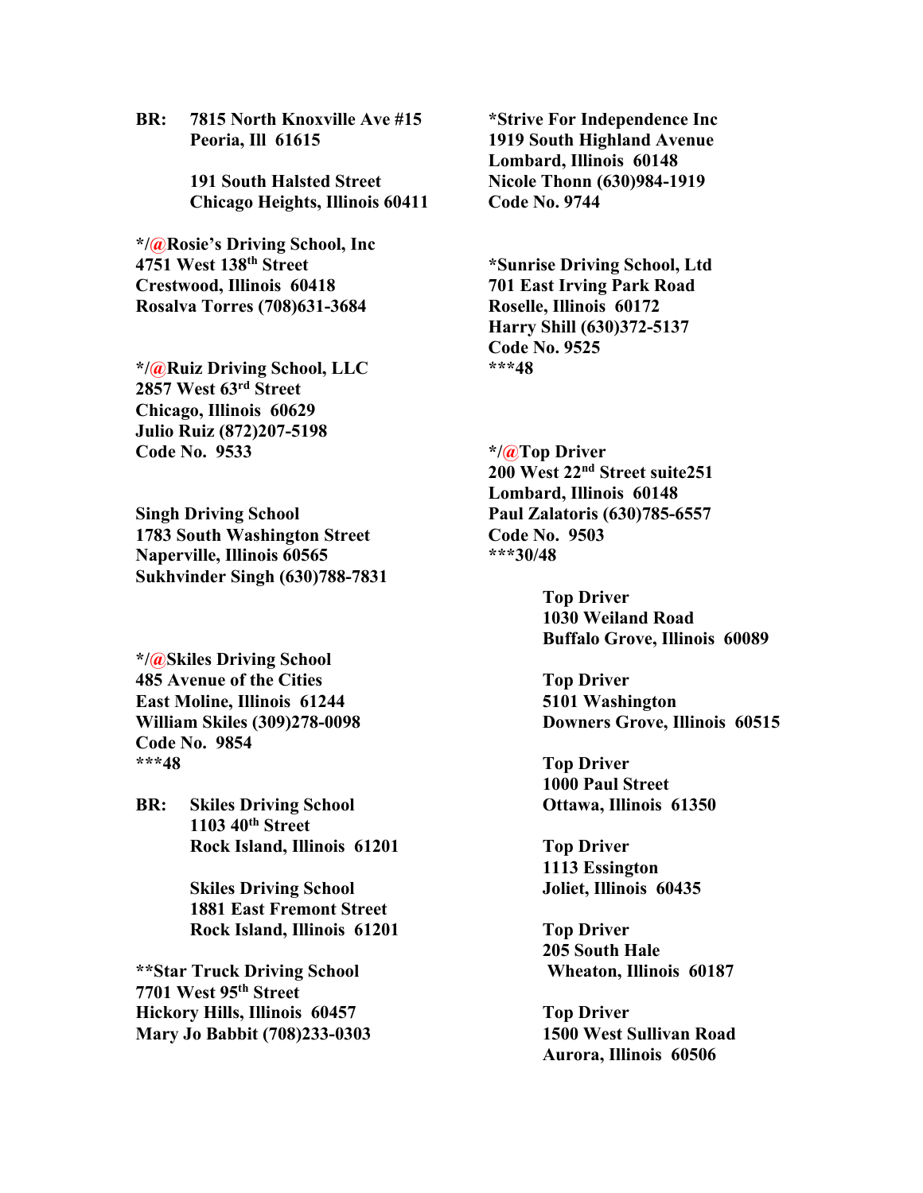**BR: 7815 North Knoxville Ave #15**
**Peoria, Ill 61615**

**191 South Halsted Street**
**Chicago Heights, Illinois 60411**

**\*/@Rosie's Driving School, Inc**
**4751 West 138th Street**
**Crestwood, Illinois 60418**
**Rosalva Torres (708)631-3684**

**\*/@Ruiz Driving School, LLC**
**2857 West 63rd Street**
**Chicago, Illinois 60629**
**Julio Ruiz (872)207-5198**
**Code No. 9533**

**Singh Driving School**
**1783 South Washington Street**
**Naperville, Illinois 60565**
**Sukhvinder Singh (630)788-7831**

**\*/@Skiles Driving School**
**485 Avenue of the Cities**
**East Moline, Illinois 61244**
**William Skiles (309)278-0098**
**Code No. 9854**
**\*\*\*48**

**BR: Skiles Driving School**
**1103 40th Street**
**Rock Island, Illinois 61201**

**Skiles Driving School**
**1881 East Fremont Street**
**Rock Island, Illinois 61201**

**\*\*Star Truck Driving School**
**7701 West 95th Street**
**Hickory Hills, Illinois 60457**
**Mary Jo Babbit (708)233-0303**

**\*Strive For Independence Inc**
**1919 South Highland Avenue**
**Lombard, Illinois 60148**
**Nicole Thonn (630)984-1919**
**Code No. 9744**

**\*Sunrise Driving School, Ltd**
**701 East Irving Park Road**
**Roselle, Illinois 60172**
**Harry Shill (630)372-5137**
**Code No. 9525**
**\*\*\*48**

**\*/@Top Driver**
**200 West 22nd Street suite251**
**Lombard, Illinois 60148**
**Paul Zalatoris (630)785-6557**
**Code No. 9503**
**\*\*\*30/48**

**Top Driver**
**1030 Weiland Road**
**Buffalo Grove, Illinois 60089**

**Top Driver**
**5101 Washington**
**Downers Grove, Illinois 60515**

**Top Driver**
**1000 Paul Street**
**Ottawa, Illinois 61350**

**Top Driver**
**1113 Essington**
**Joliet, Illinois 60435**

**Top Driver**
**205 South Hale**
**Wheaton, Illinois 60187**

**Top Driver**
**1500 West Sullivan Road**
**Aurora, Illinois 60506**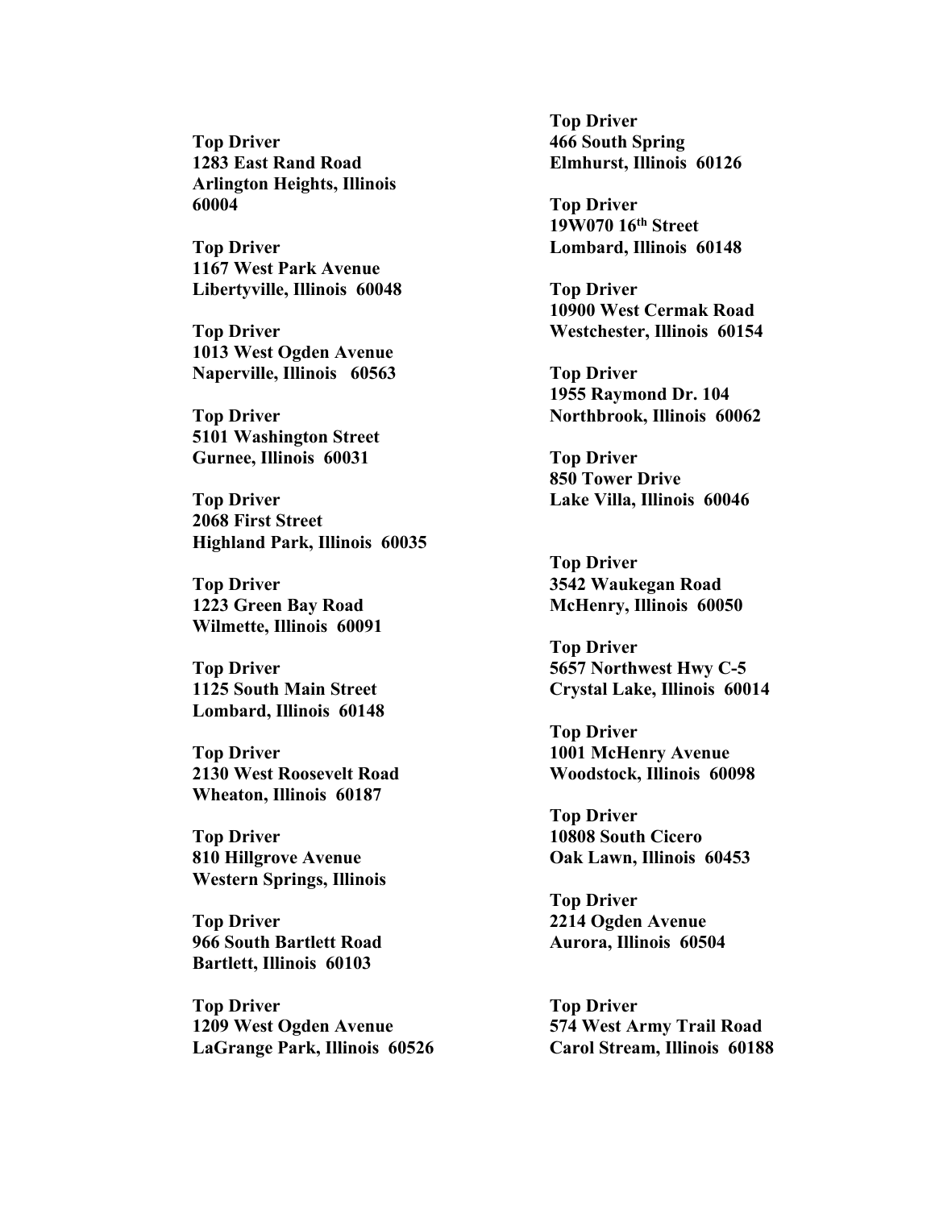**Top Driver**
**1283 East Rand Road**
**Arlington Heights, Illinois**
**60004**

**Top Driver**
**1167 West Park Avenue**
**Libertyville, Illinois 60048**

**Top Driver**
**1013 West Ogden Avenue**
**Naperville, Illinois 60563**

**Top Driver**
**5101 Washington Street**
**Gurnee, Illinois 60031**

**Top Driver**
**2068 First Street**
**Highland Park, Illinois 60035**

**Top Driver**
**1223 Green Bay Road**
**Wilmette, Illinois 60091**

**Top Driver**
**1125 South Main Street**
**Lombard, Illinois 60148**

**Top Driver**
**2130 West Roosevelt Road**
**Wheaton, Illinois 60187**

**Top Driver**
**810 Hillgrove Avenue**
**Western Springs, Illinois**

**Top Driver**
**966 South Bartlett Road**
**Bartlett, Illinois 60103**

**Top Driver**
**1209 West Ogden Avenue**
**LaGrange Park, Illinois 60526**

**Top Driver**
**466 South Spring**
**Elmhurst, Illinois 60126**

**Top Driver**
**19W070 16th Street**
**Lombard, Illinois 60148**

**Top Driver**
**10900 West Cermak Road**
**Westchester, Illinois 60154**

**Top Driver**
**1955 Raymond Dr. 104**
**Northbrook, Illinois 60062**

**Top Driver**
**850 Tower Drive**
**Lake Villa, Illinois 60046**

**Top Driver**
**3542 Waukegan Road**
**McHenry, Illinois 60050**

**Top Driver**
**5657 Northwest Hwy C-5**
**Crystal Lake, Illinois 60014**

**Top Driver**
**1001 McHenry Avenue**
**Woodstock, Illinois 60098**

**Top Driver**
**10808 South Cicero**
**Oak Lawn, Illinois 60453**

**Top Driver**
**2214 Ogden Avenue**
**Aurora, Illinois 60504**

**Top Driver**
**574 West Army Trail Road**
**Carol Stream, Illinois 60188**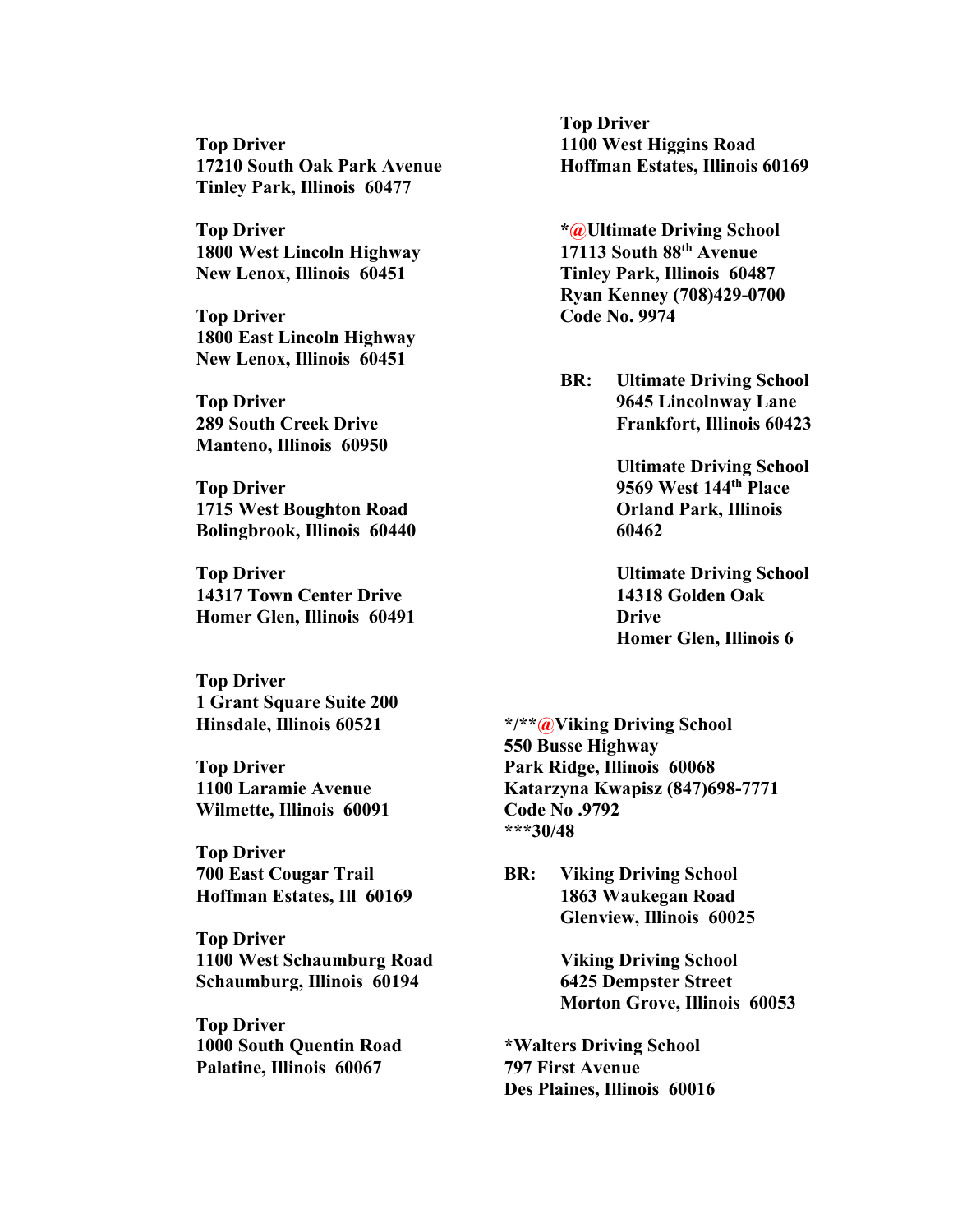**Top Driver**
**17210 South Oak Park Avenue**
**Tinley Park, Illinois 60477**

**Top Driver**
**1800 West Lincoln Highway**
**New Lenox, Illinois 60451**

**Top Driver**
**1800 East Lincoln Highway**
**New Lenox, Illinois 60451**

**Top Driver**
**289 South Creek Drive**
**Manteno, Illinois 60950**

**Top Driver**
**1715 West Boughton Road**
**Bolingbrook, Illinois 60440**

**Top Driver**
**14317 Town Center Drive**
**Homer Glen, Illinois 60491**

**Top Driver**
**1 Grant Square Suite 200**
**Hinsdale, Illinois 60521**

**Top Driver**
**1100 Laramie Avenue**
**Wilmette, Illinois 60091**

**Top Driver**
**700 East Cougar Trail**
**Hoffman Estates, Ill 60169**

**Top Driver**
**1100 West Schaumburg Road**
**Schaumburg, Illinois 60194**

**Top Driver**
**1000 South Quentin Road**
**Palatine, Illinois 60067**

**Top Driver**
**1100 West Higgins Road**
**Hoffman Estates, Illinois 60169**

**\*@Ultimate Driving School**
**17113 South 88th Avenue**
**Tinley Park, Illinois 60487**
**Ryan Kenney (708)429-0700**
**Code No. 9974**

**BR: Ultimate Driving School**
**9645 Lincolnway Lane**
**Frankfort, Illinois 60423**

**Ultimate Driving School**
**9569 West 144th Place**
**Orland Park, Illinois 60462**

**Ultimate Driving School**
**14318 Golden Oak Drive**
**Homer Glen, Illinois 6**

**\*/\*\*@Viking Driving School**
**550 Busse Highway**
**Park Ridge, Illinois 60068**
**Katarzyna Kwapisz (847)698-7771**
**Code No .9792**
**\*\*\*30/48**

**BR: Viking Driving School**
**1863 Waukegan Road**
**Glenview, Illinois 60025**

**Viking Driving School**
**6425 Dempster Street**
**Morton Grove, Illinois 60053**

**\*Walters Driving School**
**797 First Avenue**
**Des Plaines, Illinois 60016**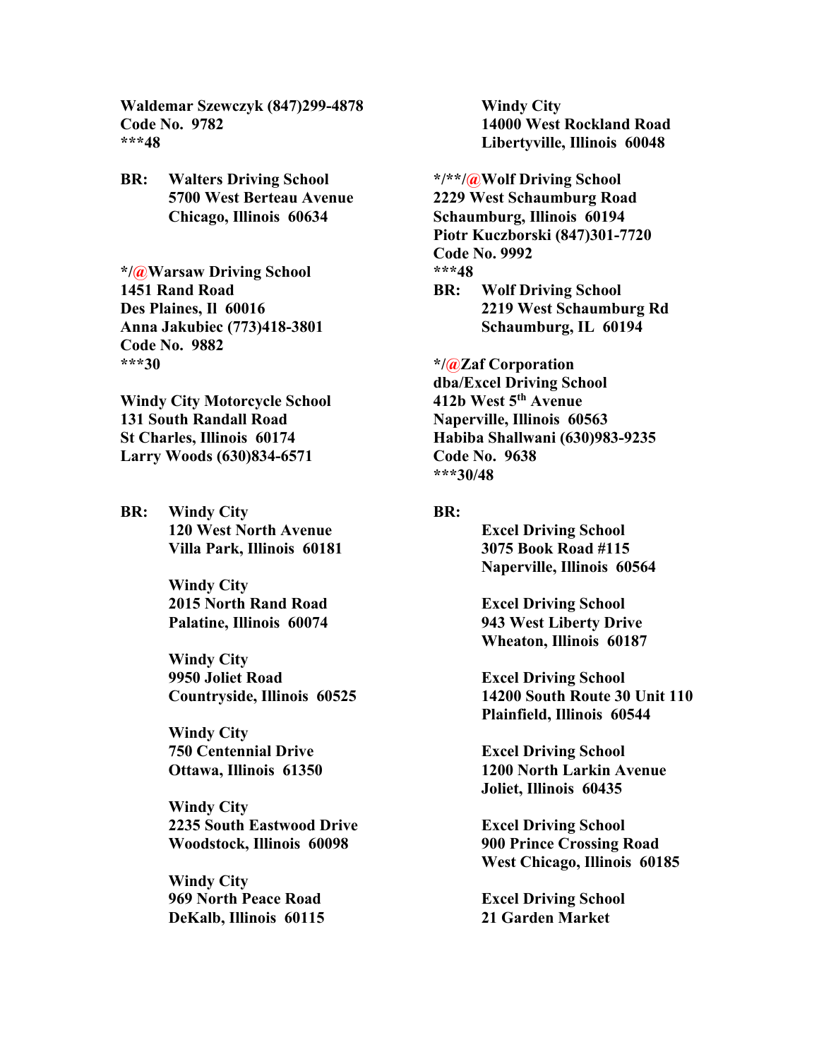**Waldemar Szewczyk (847)299-4878**
**Code No. 9782**
**\*\*\*48**

**BR: Walters Driving School**
**5700 West Berteau Avenue**
**Chicago, Illinois 60634**

**\*/@Warsaw Driving School**
**1451 Rand Road**
**Des Plaines, Il 60016**
**Anna Jakubiec (773)418-3801**
**Code No. 9882**
**\*\*\*30**

**Windy City Motorcycle School**
**131 South Randall Road**
**St Charles, Illinois 60174**
**Larry Woods (630)834-6571**

**BR: Windy City**
**120 West North Avenue**
**Villa Park, Illinois 60181**

**Windy City**
**2015 North Rand Road**
**Palatine, Illinois 60074**

**Windy City**
**9950 Joliet Road**
**Countryside, Illinois 60525**

**Windy City**
**750 Centennial Drive**
**Ottawa, Illinois 61350**

**Windy City**
**2235 South Eastwood Drive**
**Woodstock, Illinois 60098**

**Windy City**
**969 North Peace Road**
**DeKalb, Illinois 60115**

**Windy City**
**14000 West Rockland Road**
**Libertyville, Illinois 60048**

**\*/\*\*/@Wolf Driving School**
**2229 West Schaumburg Road**
**Schaumburg, Illinois 60194**
**Piotr Kuczborski (847)301-7720**
**Code No. 9992**
**\*\*\*48**

**BR: Wolf Driving School**
**2219 West Schaumburg Rd**
**Schaumburg, IL 60194**

**\*/@Zaf Corporation**
**dba/Excel Driving School**
**412b West 5th Avenue**
**Naperville, Illinois 60563**
**Habiba Shallwani (630)983-9235**
**Code No. 9638**
**\*\*\*30/48**

**BR:**

**Excel Driving School**
**3075 Book Road #115**
**Naperville, Illinois 60564**

**Excel Driving School**
**943 West Liberty Drive**
**Wheaton, Illinois 60187**

**Excel Driving School**
**14200 South Route 30 Unit 110**
**Plainfield, Illinois 60544**

**Excel Driving School**
**1200 North Larkin Avenue**
**Joliet, Illinois 60435**

**Excel Driving School**
**900 Prince Crossing Road**
**West Chicago, Illinois 60185**

**Excel Driving School**
**21 Garden Market**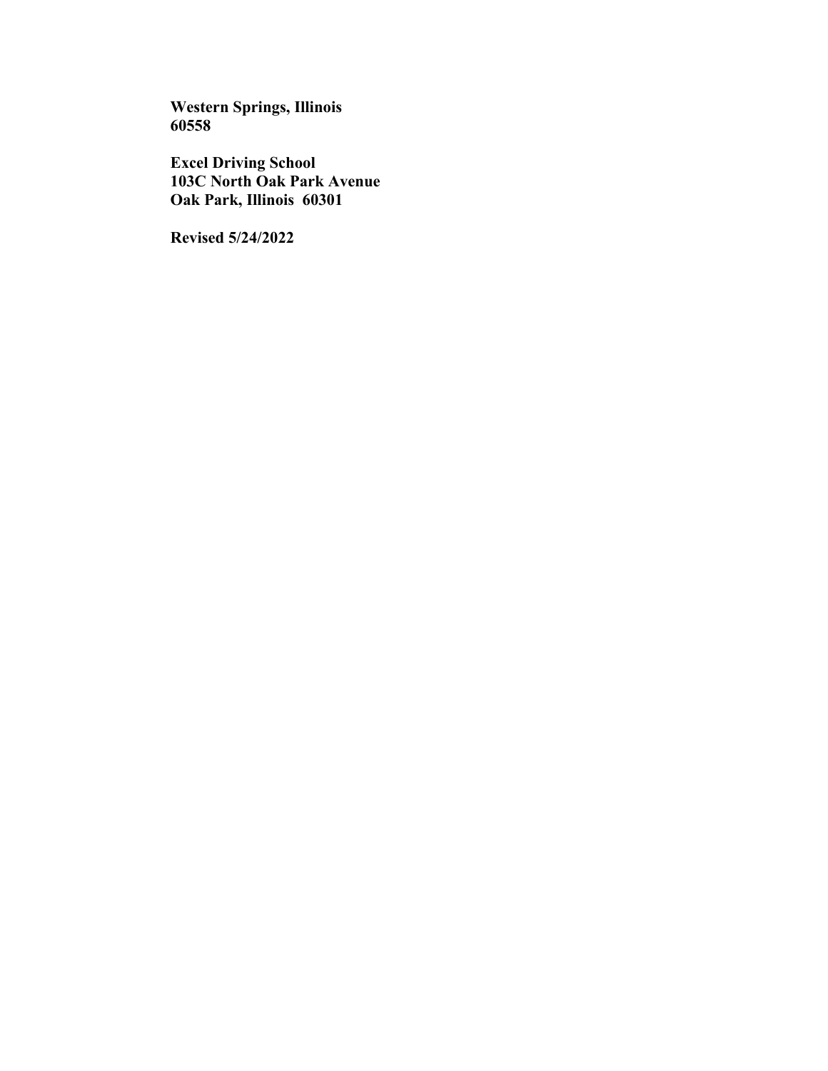**Western Springs, Illinois**
**60558**

**Excel Driving School**
**103C North Oak Park Avenue**
**Oak Park, Illinois  60301**

**Revised 5/24/2022**